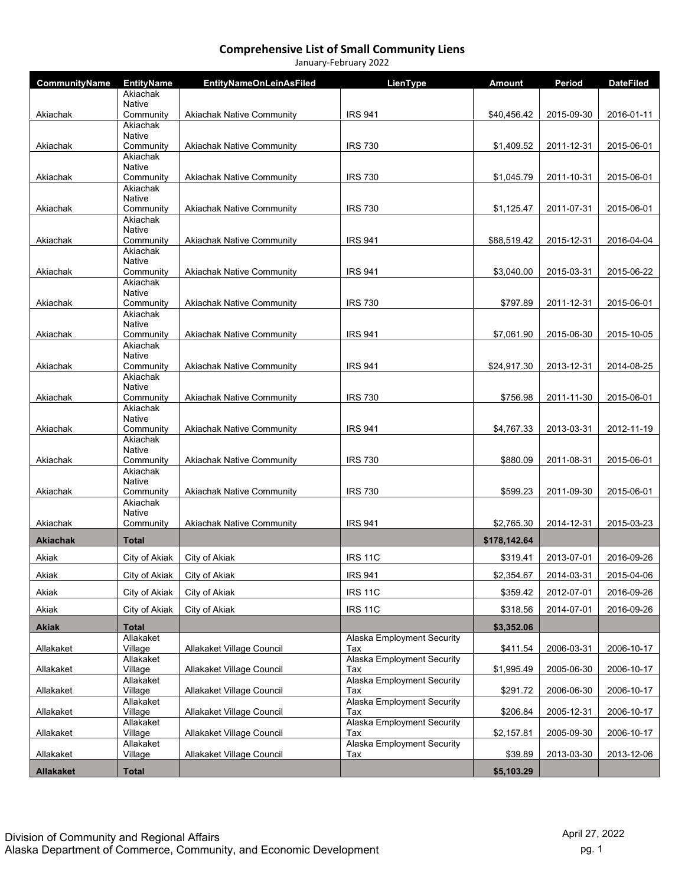# Comprehensive List of Small Community Liens

January-February 2022

| CommunityName | EntityName | EntityNameOnLeinAsFiled | LienType | Amount | Period | DateFiled |
|---|---|---|---|---|---|---|
| Akiachak | Akiachak Native Community | Akiachak Native Community | IRS 941 | $40,456.42 | 2015-09-30 | 2016-01-11 |
| Akiachak | Akiachak Native Community | Akiachak Native Community | IRS 730 | $1,409.52 | 2011-12-31 | 2015-06-01 |
| Akiachak | Akiachak Native Community | Akiachak Native Community | IRS 730 | $1,045.79 | 2011-10-31 | 2015-06-01 |
| Akiachak | Akiachak Native Community | Akiachak Native Community | IRS 730 | $1,125.47 | 2011-07-31 | 2015-06-01 |
| Akiachak | Akiachak Native Community | Akiachak Native Community | IRS 941 | $88,519.42 | 2015-12-31 | 2016-04-04 |
| Akiachak | Akiachak Native Community | Akiachak Native Community | IRS 941 | $3,040.00 | 2015-03-31 | 2015-06-22 |
| Akiachak | Akiachak Native Community | Akiachak Native Community | IRS 730 | $797.89 | 2011-12-31 | 2015-06-01 |
| Akiachak | Akiachak Native Community | Akiachak Native Community | IRS 941 | $7,061.90 | 2015-06-30 | 2015-10-05 |
| Akiachak | Akiachak Native Community | Akiachak Native Community | IRS 941 | $24,917.30 | 2013-12-31 | 2014-08-25 |
| Akiachak | Akiachak Native Community | Akiachak Native Community | IRS 730 | $756.98 | 2011-11-30 | 2015-06-01 |
| Akiachak | Akiachak Native Community | Akiachak Native Community | IRS 941 | $4,767.33 | 2013-03-31 | 2012-11-19 |
| Akiachak | Akiachak Native Community | Akiachak Native Community | IRS 730 | $880.09 | 2011-08-31 | 2015-06-01 |
| Akiachak | Akiachak Native Community | Akiachak Native Community | IRS 730 | $599.23 | 2011-09-30 | 2015-06-01 |
| Akiachak | Akiachak Native Community | Akiachak Native Community | IRS 941 | $2,765.30 | 2014-12-31 | 2015-03-23 |
| **Akiachak** | **Total** | | | **$178,142.64** | | |
| Akiak | City of Akiak | City of Akiak | IRS 11C | $319.41 | 2013-07-01 | 2016-09-26 |
| Akiak | City of Akiak | City of Akiak | IRS 941 | $2,354.67 | 2014-03-31 | 2015-04-06 |
| Akiak | City of Akiak | City of Akiak | IRS 11C | $359.42 | 2012-07-01 | 2016-09-26 |
| Akiak | City of Akiak | City of Akiak | IRS 11C | $318.56 | 2014-07-01 | 2016-09-26 |
| **Akiak** | **Total** | | | **$3,352.06** | | |
| Allakaket | Allakaket Village | Allakaket Village Council | Alaska Employment Security Tax | $411.54 | 2006-03-31 | 2006-10-17 |
| Allakaket | Allakaket Village | Allakaket Village Council | Alaska Employment Security Tax | $1,995.49 | 2005-06-30 | 2006-10-17 |
| Allakaket | Allakaket Village | Allakaket Village Council | Alaska Employment Security Tax | $291.72 | 2006-06-30 | 2006-10-17 |
| Allakaket | Allakaket Village | Allakaket Village Council | Alaska Employment Security Tax | $206.84 | 2005-12-31 | 2006-10-17 |
| Allakaket | Allakaket Village | Allakaket Village Council | Alaska Employment Security Tax | $2,157.81 | 2005-09-30 | 2006-10-17 |
| Allakaket | Allakaket Village | Allakaket Village Council | Alaska Employment Security Tax | $39.89 | 2013-03-30 | 2013-12-06 |
| **Allakaket** | **Total** | | | **$5,103.29** | | |

Division of Community and Regional Affairs
Alaska Department of Commerce, Community, and Economic Development

April 27, 2022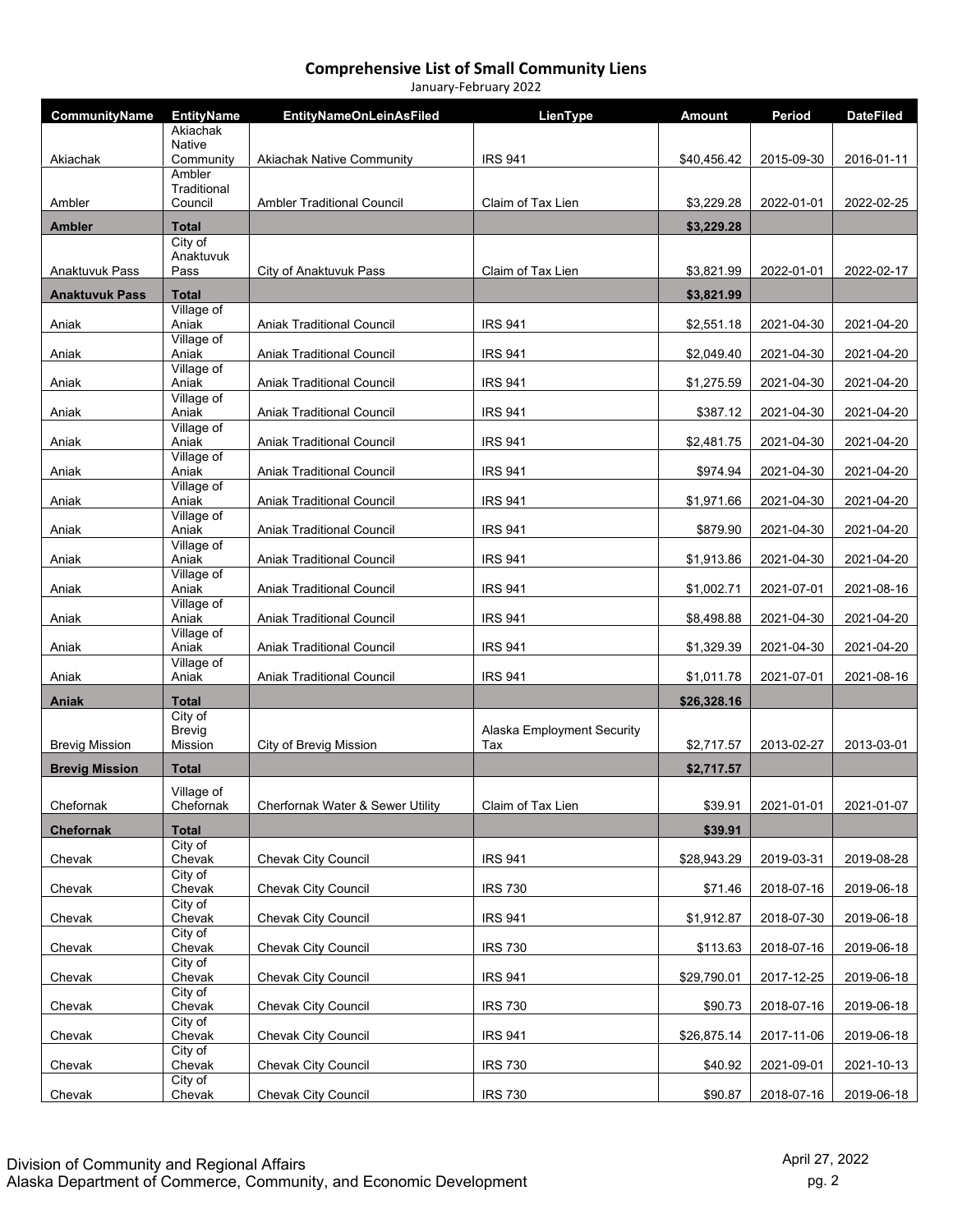# Comprehensive List of Small Community Liens

January-February 2022

| CommunityName | EntityName | EntityNameOnLeinAsFiled | LienType | Amount | Period | DateFiled |
|---|---|---|---|---|---|---|
| Akiachak | Akiachak Native Community | Akiachak Native Community | IRS 941 | $40,456.42 | 2015-09-30 | 2016-01-11 |
| Ambler | Ambler Traditional Council | Ambler Traditional Council | Claim of Tax Lien | $3,229.28 | 2022-01-01 | 2022-02-25 |
| **Ambler** | **Total** | | | **$3,229.28** | | |
| Anaktuvuk Pass | City of Anaktuvuk Pass | City of Anaktuvuk Pass | Claim of Tax Lien | $3,821.99 | 2022-01-01 | 2022-02-17 |
| **Anaktuvuk Pass** | **Total** | | | **$3,821.99** | | |
| Aniak | Village of Aniak | Aniak Traditional Council | IRS 941 | $2,551.18 | 2021-04-30 | 2021-04-20 |
| Aniak | Village of Aniak | Aniak Traditional Council | IRS 941 | $2,049.40 | 2021-04-30 | 2021-04-20 |
| Aniak | Village of Aniak | Aniak Traditional Council | IRS 941 | $1,275.59 | 2021-04-30 | 2021-04-20 |
| Aniak | Village of Aniak | Aniak Traditional Council | IRS 941 | $387.12 | 2021-04-30 | 2021-04-20 |
| Aniak | Village of Aniak | Aniak Traditional Council | IRS 941 | $2,481.75 | 2021-04-30 | 2021-04-20 |
| Aniak | Village of Aniak | Aniak Traditional Council | IRS 941 | $974.94 | 2021-04-30 | 2021-04-20 |
| Aniak | Village of Aniak | Aniak Traditional Council | IRS 941 | $1,971.66 | 2021-04-30 | 2021-04-20 |
| Aniak | Village of Aniak | Aniak Traditional Council | IRS 941 | $879.90 | 2021-04-30 | 2021-04-20 |
| Aniak | Village of Aniak | Aniak Traditional Council | IRS 941 | $1,913.86 | 2021-04-30 | 2021-04-20 |
| Aniak | Village of Aniak | Aniak Traditional Council | IRS 941 | $1,002.71 | 2021-07-01 | 2021-08-16 |
| Aniak | Village of Aniak | Aniak Traditional Council | IRS 941 | $8,498.88 | 2021-04-30 | 2021-04-20 |
| Aniak | Village of Aniak | Aniak Traditional Council | IRS 941 | $1,329.39 | 2021-04-30 | 2021-04-20 |
| Aniak | Village of Aniak | Aniak Traditional Council | IRS 941 | $1,011.78 | 2021-07-01 | 2021-08-16 |
| **Aniak** | **Total** | | | **$26,328.16** | | |
| Brevig Mission | City of Brevig Mission | City of Brevig Mission | Alaska Employment Security Tax | $2,717.57 | 2013-02-27 | 2013-03-01 |
| **Brevig Mission** | **Total** | | | **$2,717.57** | | |
| Chefornak | Village of Chefornak | Cherfornak Water & Sewer Utility | Claim of Tax Lien | $39.91 | 2021-01-01 | 2021-01-07 |
| **Chefornak** | **Total** | | | **$39.91** | | |
| Chevak | City of Chevak | Chevak City Council | IRS 941 | $28,943.29 | 2019-03-31 | 2019-08-28 |
| Chevak | City of Chevak | Chevak City Council | IRS 730 | $71.46 | 2018-07-16 | 2019-06-18 |
| Chevak | City of Chevak | Chevak City Council | IRS 941 | $1,912.87 | 2018-07-30 | 2019-06-18 |
| Chevak | City of Chevak | Chevak City Council | IRS 730 | $113.63 | 2018-07-16 | 2019-06-18 |
| Chevak | City of Chevak | Chevak City Council | IRS 941 | $29,790.01 | 2017-12-25 | 2019-06-18 |
| Chevak | City of Chevak | Chevak City Council | IRS 730 | $90.73 | 2018-07-16 | 2019-06-18 |
| Chevak | City of Chevak | Chevak City Council | IRS 941 | $26,875.14 | 2017-11-06 | 2019-06-18 |
| Chevak | City of Chevak | Chevak City Council | IRS 730 | $40.92 | 2021-09-01 | 2021-10-13 |
| Chevak | City of Chevak | Chevak City Council | IRS 730 | $90.87 | 2018-07-16 | 2019-06-18 |

Division of Community and Regional Affairs
Alaska Department of Commerce, Community, and Economic Development

April 27, 2022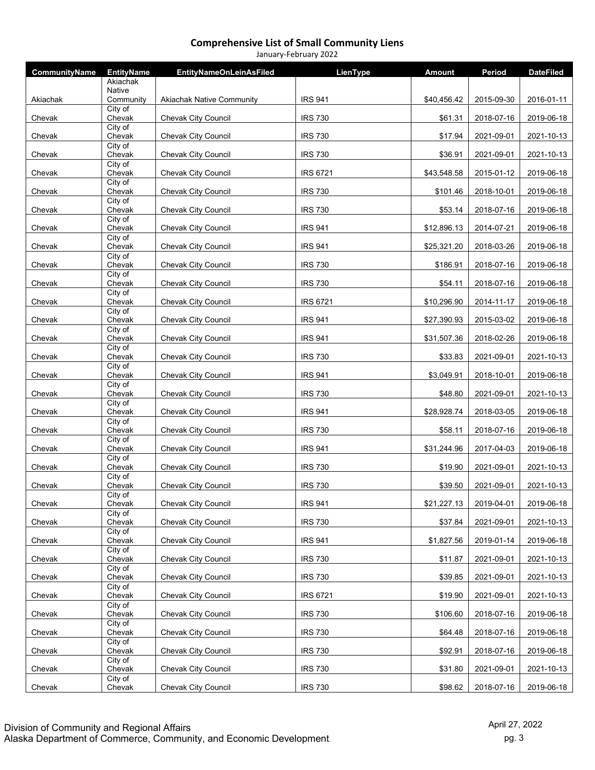# Comprehensive List of Small Community Liens

January-February 2022

| CommunityName | EntityName | EntityNameOnLeinAsFiled | LienType | Amount | Period | DateFiled |
|---|---|---|---|---|---|---|
| Akiachak | Akiachak Native Community | Akiachak Native Community | IRS 941 | $40,456.42 | 2015-09-30 | 2016-01-11 |
| Chevak | City of Chevak | Chevak City Council | IRS 730 | $61.31 | 2018-07-16 | 2019-06-18 |
| Chevak | City of Chevak | Chevak City Council | IRS 730 | $17.94 | 2021-09-01 | 2021-10-13 |
| Chevak | City of Chevak | Chevak City Council | IRS 730 | $36.91 | 2021-09-01 | 2021-10-13 |
| Chevak | City of Chevak | Chevak City Council | IRS 6721 | $43,548.58 | 2015-01-12 | 2019-06-18 |
| Chevak | City of Chevak | Chevak City Council | IRS 730 | $101.46 | 2018-10-01 | 2019-06-18 |
| Chevak | City of Chevak | Chevak City Council | IRS 730 | $53.14 | 2018-07-16 | 2019-06-18 |
| Chevak | City of Chevak | Chevak City Council | IRS 941 | $12,896.13 | 2014-07-21 | 2019-06-18 |
| Chevak | City of Chevak | Chevak City Council | IRS 941 | $25,321.20 | 2018-03-26 | 2019-06-18 |
| Chevak | City of Chevak | Chevak City Council | IRS 730 | $186.91 | 2018-07-16 | 2019-06-18 |
| Chevak | City of Chevak | Chevak City Council | IRS 730 | $54.11 | 2018-07-16 | 2019-06-18 |
| Chevak | City of Chevak | Chevak City Council | IRS 6721 | $10,296.90 | 2014-11-17 | 2019-06-18 |
| Chevak | City of Chevak | Chevak City Council | IRS 941 | $27,390.93 | 2015-03-02 | 2019-06-18 |
| Chevak | City of Chevak | Chevak City Council | IRS 941 | $31,507.36 | 2018-02-26 | 2019-06-18 |
| Chevak | City of Chevak | Chevak City Council | IRS 730 | $33.83 | 2021-09-01 | 2021-10-13 |
| Chevak | City of Chevak | Chevak City Council | IRS 941 | $3,049.91 | 2018-10-01 | 2019-06-18 |
| Chevak | City of Chevak | Chevak City Council | IRS 730 | $48.80 | 2021-09-01 | 2021-10-13 |
| Chevak | City of Chevak | Chevak City Council | IRS 941 | $28,928.74 | 2018-03-05 | 2019-06-18 |
| Chevak | City of Chevak | Chevak City Council | IRS 730 | $58.11 | 2018-07-16 | 2019-06-18 |
| Chevak | City of Chevak | Chevak City Council | IRS 941 | $31,244.96 | 2017-04-03 | 2019-06-18 |
| Chevak | City of Chevak | Chevak City Council | IRS 730 | $19.90 | 2021-09-01 | 2021-10-13 |
| Chevak | City of Chevak | Chevak City Council | IRS 730 | $39.50 | 2021-09-01 | 2021-10-13 |
| Chevak | City of Chevak | Chevak City Council | IRS 941 | $21,227.13 | 2019-04-01 | 2019-06-18 |
| Chevak | City of Chevak | Chevak City Council | IRS 730 | $37.84 | 2021-09-01 | 2021-10-13 |
| Chevak | City of Chevak | Chevak City Council | IRS 941 | $1,827.56 | 2019-01-14 | 2019-06-18 |
| Chevak | City of Chevak | Chevak City Council | IRS 730 | $11.87 | 2021-09-01 | 2021-10-13 |
| Chevak | City of Chevak | Chevak City Council | IRS 730 | $39.85 | 2021-09-01 | 2021-10-13 |
| Chevak | City of Chevak | Chevak City Council | IRS 6721 | $19.90 | 2021-09-01 | 2021-10-13 |
| Chevak | City of Chevak | Chevak City Council | IRS 730 | $106.60 | 2018-07-16 | 2019-06-18 |
| Chevak | City of Chevak | Chevak City Council | IRS 730 | $64.48 | 2018-07-16 | 2019-06-18 |
| Chevak | City of Chevak | Chevak City Council | IRS 730 | $92.91 | 2018-07-16 | 2019-06-18 |
| Chevak | City of Chevak | Chevak City Council | IRS 730 | $31.80 | 2021-09-01 | 2021-10-13 |
| Chevak | City of Chevak | Chevak City Council | IRS 730 | $98.62 | 2018-07-16 | 2019-06-18 |

Division of Community and Regional Affairs
Alaska Department of Commerce, Community, and Economic Development

April 27, 2022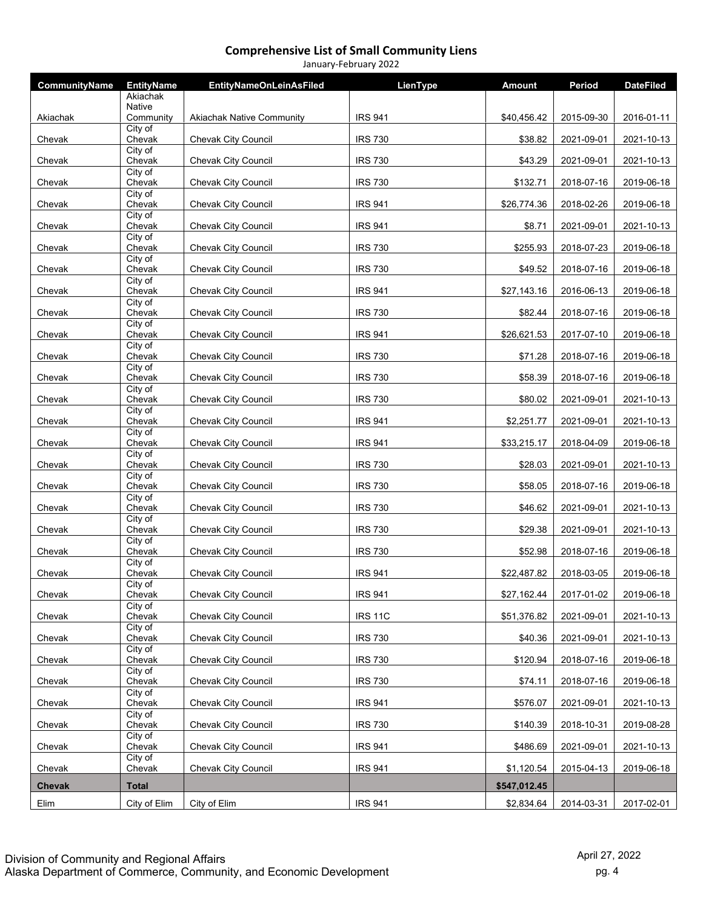# Comprehensive List of Small Community Liens

January-February 2022

| CommunityName | EntityName | EntityNameOnLeinAsFiled | LienType | Amount | Period | DateFiled |
|---|---|---|---|---|---|---|
| Akiachak | Akiachak Native Community | Akiachak Native Community | IRS 941 | $40,456.42 | 2015-09-30 | 2016-01-11 |
| Chevak | City of Chevak | Chevak City Council | IRS 730 | $38.82 | 2021-09-01 | 2021-10-13 |
| Chevak | City of Chevak | Chevak City Council | IRS 730 | $43.29 | 2021-09-01 | 2021-10-13 |
| Chevak | City of Chevak | Chevak City Council | IRS 730 | $132.71 | 2018-07-16 | 2019-06-18 |
| Chevak | City of Chevak | Chevak City Council | IRS 941 | $26,774.36 | 2018-02-26 | 2019-06-18 |
| Chevak | City of Chevak | Chevak City Council | IRS 941 | $8.71 | 2021-09-01 | 2021-10-13 |
| Chevak | City of Chevak | Chevak City Council | IRS 730 | $255.93 | 2018-07-23 | 2019-06-18 |
| Chevak | City of Chevak | Chevak City Council | IRS 730 | $49.52 | 2018-07-16 | 2019-06-18 |
| Chevak | City of Chevak | Chevak City Council | IRS 941 | $27,143.16 | 2016-06-13 | 2019-06-18 |
| Chevak | City of Chevak | Chevak City Council | IRS 730 | $82.44 | 2018-07-16 | 2019-06-18 |
| Chevak | City of Chevak | Chevak City Council | IRS 941 | $26,621.53 | 2017-07-10 | 2019-06-18 |
| Chevak | City of Chevak | Chevak City Council | IRS 730 | $71.28 | 2018-07-16 | 2019-06-18 |
| Chevak | City of Chevak | Chevak City Council | IRS 730 | $58.39 | 2018-07-16 | 2019-06-18 |
| Chevak | City of Chevak | Chevak City Council | IRS 730 | $80.02 | 2021-09-01 | 2021-10-13 |
| Chevak | City of Chevak | Chevak City Council | IRS 941 | $2,251.77 | 2021-09-01 | 2021-10-13 |
| Chevak | City of Chevak | Chevak City Council | IRS 941 | $33,215.17 | 2018-04-09 | 2019-06-18 |
| Chevak | City of Chevak | Chevak City Council | IRS 730 | $28.03 | 2021-09-01 | 2021-10-13 |
| Chevak | City of Chevak | Chevak City Council | IRS 730 | $58.05 | 2018-07-16 | 2019-06-18 |
| Chevak | City of Chevak | Chevak City Council | IRS 730 | $46.62 | 2021-09-01 | 2021-10-13 |
| Chevak | City of Chevak | Chevak City Council | IRS 730 | $29.38 | 2021-09-01 | 2021-10-13 |
| Chevak | City of Chevak | Chevak City Council | IRS 730 | $52.98 | 2018-07-16 | 2019-06-18 |
| Chevak | City of Chevak | Chevak City Council | IRS 941 | $22,487.82 | 2018-03-05 | 2019-06-18 |
| Chevak | City of Chevak | Chevak City Council | IRS 941 | $27,162.44 | 2017-01-02 | 2019-06-18 |
| Chevak | City of Chevak | Chevak City Council | IRS 11C | $51,376.82 | 2021-09-01 | 2021-10-13 |
| Chevak | City of Chevak | Chevak City Council | IRS 730 | $40.36 | 2021-09-01 | 2021-10-13 |
| Chevak | City of Chevak | Chevak City Council | IRS 730 | $120.94 | 2018-07-16 | 2019-06-18 |
| Chevak | City of Chevak | Chevak City Council | IRS 730 | $74.11 | 2018-07-16 | 2019-06-18 |
| Chevak | City of Chevak | Chevak City Council | IRS 941 | $576.07 | 2021-09-01 | 2021-10-13 |
| Chevak | City of Chevak | Chevak City Council | IRS 730 | $140.39 | 2018-10-31 | 2019-08-28 |
| Chevak | City of Chevak | Chevak City Council | IRS 941 | $486.69 | 2021-09-01 | 2021-10-13 |
| Chevak | City of Chevak | Chevak City Council | IRS 941 | $1,120.54 | 2015-04-13 | 2019-06-18 |
| **Chevak** | **Total** | | | **$547,012.45** | | |
| Elim | City of Elim | City of Elim | IRS 941 | $2,834.64 | 2014-03-31 | 2017-02-01 |

Division of Community and Regional Affairs
Alaska Department of Commerce, Community, and Economic Development

April 27, 2022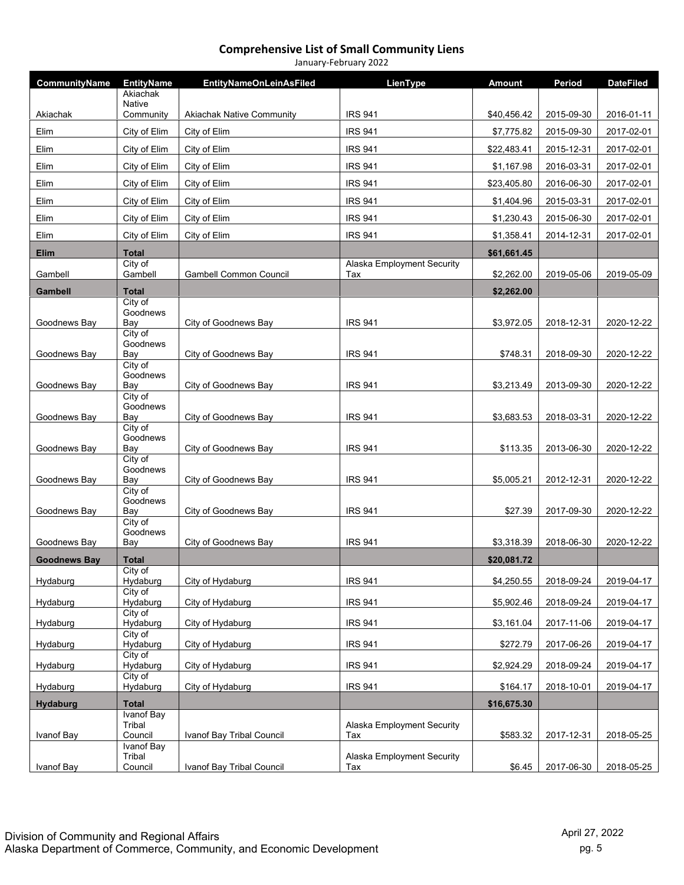# Comprehensive List of Small Community Liens

January-February 2022

| CommunityName | EntityName | EntityNameOnLeinAsFiled | LienType | Amount | Period | DateFiled |
|---|---|---|---|---|---|---|
| Akiachak | Akiachak Native Community | Akiachak Native Community | IRS 941 | $40,456.42 | 2015-09-30 | 2016-01-11 |
| Elim | City of Elim | City of Elim | IRS 941 | $7,775.82 | 2015-09-30 | 2017-02-01 |
| Elim | City of Elim | City of Elim | IRS 941 | $22,483.41 | 2015-12-31 | 2017-02-01 |
| Elim | City of Elim | City of Elim | IRS 941 | $1,167.98 | 2016-03-31 | 2017-02-01 |
| Elim | City of Elim | City of Elim | IRS 941 | $23,405.80 | 2016-06-30 | 2017-02-01 |
| Elim | City of Elim | City of Elim | IRS 941 | $1,404.96 | 2015-03-31 | 2017-02-01 |
| Elim | City of Elim | City of Elim | IRS 941 | $1,230.43 | 2015-06-30 | 2017-02-01 |
| Elim | City of Elim | City of Elim | IRS 941 | $1,358.41 | 2014-12-31 | 2017-02-01 |
| **Elim** | **Total** | | | **$61,661.45** | | |
| Gambell | City of Gambell | Gambell Common Council | Alaska Employment Security Tax | $2,262.00 | 2019-05-06 | 2019-05-09 |
| **Gambell** | **Total** | | | **$2,262.00** | | |
| Goodnews Bay | City of Goodnews Bay | City of Goodnews Bay | IRS 941 | $3,972.05 | 2018-12-31 | 2020-12-22 |
| Goodnews Bay | City of Goodnews Bay | City of Goodnews Bay | IRS 941 | $748.31 | 2018-09-30 | 2020-12-22 |
| Goodnews Bay | City of Goodnews Bay | City of Goodnews Bay | IRS 941 | $3,213.49 | 2013-09-30 | 2020-12-22 |
| Goodnews Bay | City of Goodnews Bay | City of Goodnews Bay | IRS 941 | $3,683.53 | 2018-03-31 | 2020-12-22 |
| Goodnews Bay | City of Goodnews Bay | City of Goodnews Bay | IRS 941 | $113.35 | 2013-06-30 | 2020-12-22 |
| Goodnews Bay | City of Goodnews Bay | City of Goodnews Bay | IRS 941 | $5,005.21 | 2012-12-31 | 2020-12-22 |
| Goodnews Bay | City of Goodnews Bay | City of Goodnews Bay | IRS 941 | $27.39 | 2017-09-30 | 2020-12-22 |
| Goodnews Bay | City of Goodnews Bay | City of Goodnews Bay | IRS 941 | $3,318.39 | 2018-06-30 | 2020-12-22 |
| **Goodnews Bay** | **Total** | | | **$20,081.72** | | |
| Hydaburg | City of Hydaburg | City of Hydaburg | IRS 941 | $4,250.55 | 2018-09-24 | 2019-04-17 |
| Hydaburg | City of Hydaburg | City of Hydaburg | IRS 941 | $5,902.46 | 2018-09-24 | 2019-04-17 |
| Hydaburg | City of Hydaburg | City of Hydaburg | IRS 941 | $3,161.04 | 2017-11-06 | 2019-04-17 |
| Hydaburg | City of Hydaburg | City of Hydaburg | IRS 941 | $272.79 | 2017-06-26 | 2019-04-17 |
| Hydaburg | City of Hydaburg | City of Hydaburg | IRS 941 | $2,924.29 | 2018-09-24 | 2019-04-17 |
| Hydaburg | City of Hydaburg | City of Hydaburg | IRS 941 | $164.17 | 2018-10-01 | 2019-04-17 |
| **Hydaburg** | **Total** | | | **$16,675.30** | | |
| Ivanof Bay | Ivanof Bay Tribal Council | Ivanof Bay Tribal Council | Alaska Employment Security Tax | $583.32 | 2017-12-31 | 2018-05-25 |
| Ivanof Bay | Ivanof Bay Tribal Council | Ivanof Bay Tribal Council | Alaska Employment Security Tax | $6.45 | 2017-06-30 | 2018-05-25 |

Division of Community and Regional Affairs
Alaska Department of Commerce, Community, and Economic Development

April 27, 2022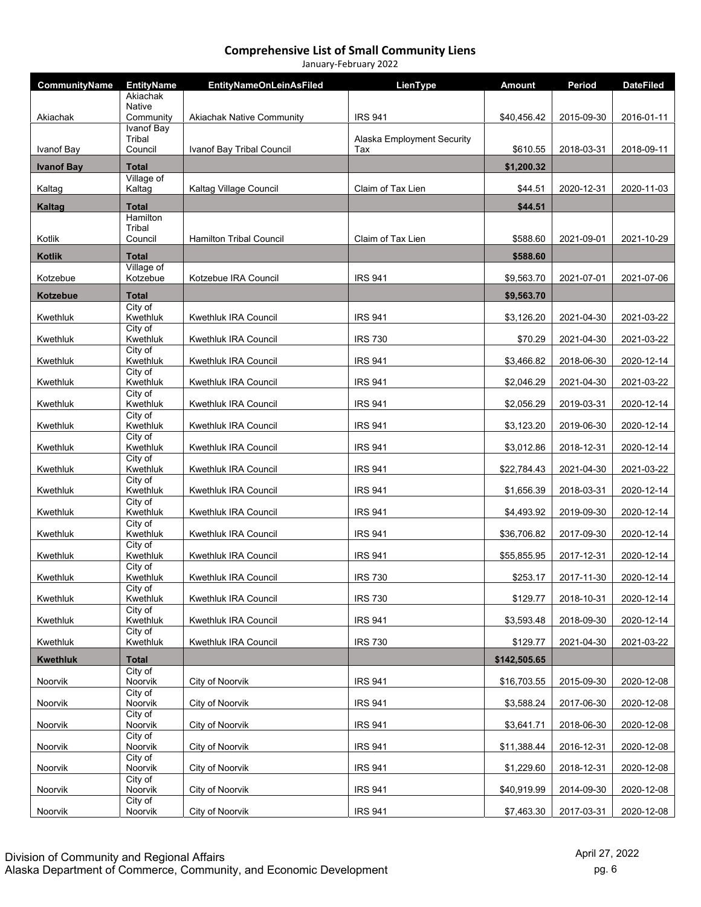## Comprehensive List of Small Community Liens

January-February 2022

| CommunityName | EntityName | EntityNameOnLeinAsFiled | LienType | Amount | Period | DateFiled |
|---|---|---|---|---|---|---|
| Akiachak | Akiachak Native Community | Akiachak Native Community | IRS 941 | $40,456.42 | 2015-09-30 | 2016-01-11 |
| Ivanof Bay | Ivanof Bay Tribal Council | Ivanof Bay Tribal Council | Alaska Employment Security Tax | $610.55 | 2018-03-31 | 2018-09-11 |
| **Ivanof Bay** | **Total** | | | **$1,200.32** | | |
| Kaltag | Village of Kaltag | Kaltag Village Council | Claim of Tax Lien | $44.51 | 2020-12-31 | 2020-11-03 |
| **Kaltag** | **Total** | | | **$44.51** | | |
| Kotlik | Hamilton Tribal Council | Hamilton Tribal Council | Claim of Tax Lien | $588.60 | 2021-09-01 | 2021-10-29 |
| **Kotlik** | **Total** | | | **$588.60** | | |
| Kotzebue | Village of Kotzebue | Kotzebue IRA Council | IRS 941 | $9,563.70 | 2021-07-01 | 2021-07-06 |
| **Kotzebue** | **Total** | | | **$9,563.70** | | |
| Kwethluk | City of Kwethluk | Kwethluk IRA Council | IRS 941 | $3,126.20 | 2021-04-30 | 2021-03-22 |
| Kwethluk | City of Kwethluk | Kwethluk IRA Council | IRS 730 | $70.29 | 2021-04-30 | 2021-03-22 |
| Kwethluk | City of Kwethluk | Kwethluk IRA Council | IRS 941 | $3,466.82 | 2018-06-30 | 2020-12-14 |
| Kwethluk | City of Kwethluk | Kwethluk IRA Council | IRS 941 | $2,046.29 | 2021-04-30 | 2021-03-22 |
| Kwethluk | City of Kwethluk | Kwethluk IRA Council | IRS 941 | $2,056.29 | 2019-03-31 | 2020-12-14 |
| Kwethluk | City of Kwethluk | Kwethluk IRA Council | IRS 941 | $3,123.20 | 2019-06-30 | 2020-12-14 |
| Kwethluk | City of Kwethluk | Kwethluk IRA Council | IRS 941 | $3,012.86 | 2018-12-31 | 2020-12-14 |
| Kwethluk | City of Kwethluk | Kwethluk IRA Council | IRS 941 | $22,784.43 | 2021-04-30 | 2021-03-22 |
| Kwethluk | City of Kwethluk | Kwethluk IRA Council | IRS 941 | $1,656.39 | 2018-03-31 | 2020-12-14 |
| Kwethluk | City of Kwethluk | Kwethluk IRA Council | IRS 941 | $4,493.92 | 2019-09-30 | 2020-12-14 |
| Kwethluk | City of Kwethluk | Kwethluk IRA Council | IRS 941 | $36,706.82 | 2017-09-30 | 2020-12-14 |
| Kwethluk | City of Kwethluk | Kwethluk IRA Council | IRS 941 | $55,855.95 | 2017-12-31 | 2020-12-14 |
| Kwethluk | City of Kwethluk | Kwethluk IRA Council | IRS 730 | $253.17 | 2017-11-30 | 2020-12-14 |
| Kwethluk | City of Kwethluk | Kwethluk IRA Council | IRS 730 | $129.77 | 2018-10-31 | 2020-12-14 |
| Kwethluk | City of Kwethluk | Kwethluk IRA Council | IRS 941 | $3,593.48 | 2018-09-30 | 2020-12-14 |
| Kwethluk | City of Kwethluk | Kwethluk IRA Council | IRS 730 | $129.77 | 2021-04-30 | 2021-03-22 |
| **Kwethluk** | **Total** | | | **$142,505.65** | | |
| Noorvik | City of Noorvik | City of Noorvik | IRS 941 | $16,703.55 | 2015-09-30 | 2020-12-08 |
| Noorvik | City of Noorvik | City of Noorvik | IRS 941 | $3,588.24 | 2017-06-30 | 2020-12-08 |
| Noorvik | City of Noorvik | City of Noorvik | IRS 941 | $3,641.71 | 2018-06-30 | 2020-12-08 |
| Noorvik | City of Noorvik | City of Noorvik | IRS 941 | $11,388.44 | 2016-12-31 | 2020-12-08 |
| Noorvik | City of Noorvik | City of Noorvik | IRS 941 | $1,229.60 | 2018-12-31 | 2020-12-08 |
| Noorvik | City of Noorvik | City of Noorvik | IRS 941 | $40,919.99 | 2014-09-30 | 2020-12-08 |
| Noorvik | City of Noorvik | City of Noorvik | IRS 941 | $7,463.30 | 2017-03-31 | 2020-12-08 |

Division of Community and Regional Affairs
Alaska Department of Commerce, Community, and Economic Development

April 27, 2022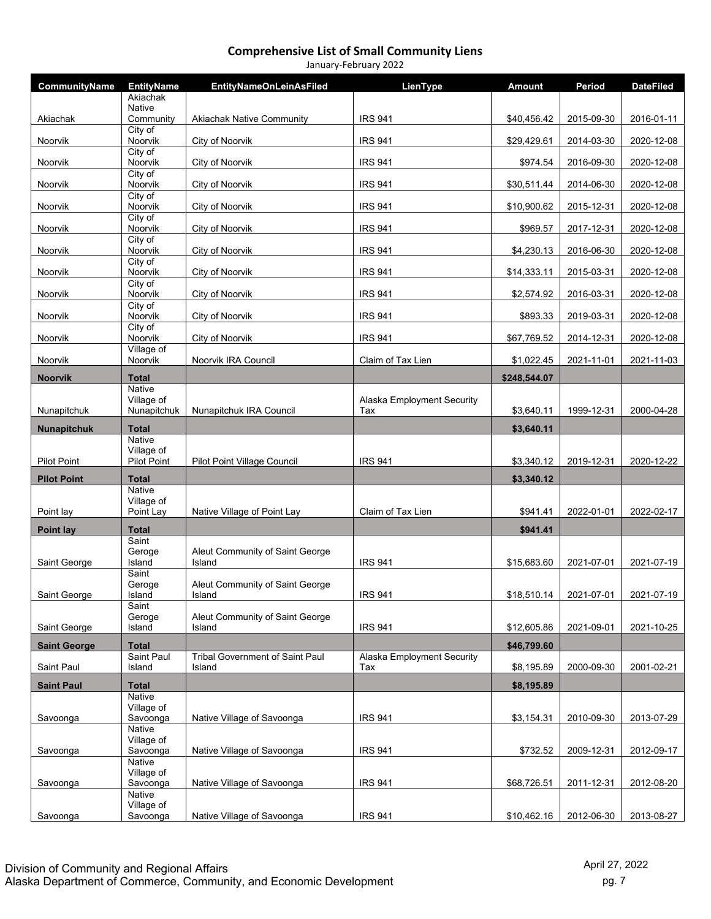# Comprehensive List of Small Community Liens

January-February 2022

| CommunityName | EntityName | EntityNameOnLeinAsFiled | LienType | Amount | Period | DateFiled |
|---|---|---|---|---|---|---|
| Akiachak | Akiachak Native Community | Akiachak Native Community | IRS 941 | $40,456.42 | 2015-09-30 | 2016-01-11 |
| Noorvik | City of Noorvik | City of Noorvik | IRS 941 | $29,429.61 | 2014-03-30 | 2020-12-08 |
| Noorvik | City of Noorvik | City of Noorvik | IRS 941 | $974.54 | 2016-09-30 | 2020-12-08 |
| Noorvik | City of Noorvik | City of Noorvik | IRS 941 | $30,511.44 | 2014-06-30 | 2020-12-08 |
| Noorvik | City of Noorvik | City of Noorvik | IRS 941 | $10,900.62 | 2015-12-31 | 2020-12-08 |
| Noorvik | City of Noorvik | City of Noorvik | IRS 941 | $969.57 | 2017-12-31 | 2020-12-08 |
| Noorvik | City of Noorvik | City of Noorvik | IRS 941 | $4,230.13 | 2016-06-30 | 2020-12-08 |
| Noorvik | City of Noorvik | City of Noorvik | IRS 941 | $14,333.11 | 2015-03-31 | 2020-12-08 |
| Noorvik | City of Noorvik | City of Noorvik | IRS 941 | $2,574.92 | 2016-03-31 | 2020-12-08 |
| Noorvik | City of Noorvik | City of Noorvik | IRS 941 | $893.33 | 2019-03-31 | 2020-12-08 |
| Noorvik | City of Noorvik | City of Noorvik | IRS 941 | $67,769.52 | 2014-12-31 | 2020-12-08 |
| Noorvik | Village of Noorvik | Noorvik IRA Council | Claim of Tax Lien | $1,022.45 | 2021-11-01 | 2021-11-03 |
| **Noorvik** | **Total** | | | **$248,544.07** | | |
| Nunapitchuk | Native Village of Nunapitchuk | Nunapitchuk IRA Council | Alaska Employment Security Tax | $3,640.11 | 1999-12-31 | 2000-04-28 |
| **Nunapitchuk** | **Total** | | | **$3,640.11** | | |
| Pilot Point | Native Village of Pilot Point | Pilot Point Village Council | IRS 941 | $3,340.12 | 2019-12-31 | 2020-12-22 |
| **Pilot Point** | **Total** | | | **$3,340.12** | | |
| Point lay | Native Village of Point Lay | Native Village of Point Lay | Claim of Tax Lien | $941.41 | 2022-01-01 | 2022-02-17 |
| **Point lay** | **Total** | | | **$941.41** | | |
| Saint George | Saint Geroge Island | Aleut Community of Saint George Island | IRS 941 | $15,683.60 | 2021-07-01 | 2021-07-19 |
| Saint George | Saint Geroge Island | Aleut Community of Saint George Island | IRS 941 | $18,510.14 | 2021-07-01 | 2021-07-19 |
| Saint George | Saint Geroge Island | Aleut Community of Saint George Island | IRS 941 | $12,605.86 | 2021-09-01 | 2021-10-25 |
| **Saint George** | **Total** | | | **$46,799.60** | | |
| Saint Paul | Saint Paul Island | Tribal Government of Saint Paul Island | Alaska Employment Security Tax | $8,195.89 | 2000-09-30 | 2001-02-21 |
| **Saint Paul** | **Total** | | | **$8,195.89** | | |
| Savoonga | Native Village of Savoonga | Native Village of Savoonga | IRS 941 | $3,154.31 | 2010-09-30 | 2013-07-29 |
| Savoonga | Native Village of Savoonga | Native Village of Savoonga | IRS 941 | $732.52 | 2009-12-31 | 2012-09-17 |
| Savoonga | Native Village of Savoonga | Native Village of Savoonga | IRS 941 | $68,726.51 | 2011-12-31 | 2012-08-20 |
| Savoonga | Native Village of Savoonga | Native Village of Savoonga | IRS 941 | $10,462.16 | 2012-06-30 | 2013-08-27 |

Division of Community and Regional Affairs
Alaska Department of Commerce, Community, and Economic Development

April 27, 2022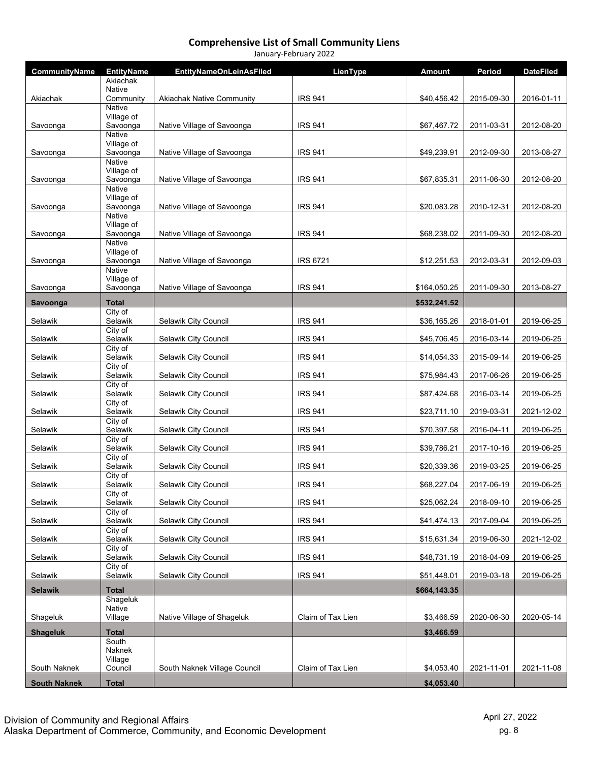# Comprehensive List of Small Community Liens

January-February 2022

| CommunityName | EntityName | EntityNameOnLeinAsFiled | LienType | Amount | Period | DateFiled |
|---|---|---|---|---|---|---|
| Akiachak | Akiachak Native Community | Akiachak Native Community | IRS 941 | $40,456.42 | 2015-09-30 | 2016-01-11 |
| Savoonga | Native Village of Savoonga | Native Village of Savoonga | IRS 941 | $67,467.72 | 2011-03-31 | 2012-08-20 |
| Savoonga | Native Village of Savoonga | Native Village of Savoonga | IRS 941 | $49,239.91 | 2012-09-30 | 2013-08-27 |
| Savoonga | Native Village of Savoonga | Native Village of Savoonga | IRS 941 | $67,835.31 | 2011-06-30 | 2012-08-20 |
| Savoonga | Native Village of Savoonga | Native Village of Savoonga | IRS 941 | $20,083.28 | 2010-12-31 | 2012-08-20 |
| Savoonga | Native Village of Savoonga | Native Village of Savoonga | IRS 941 | $68,238.02 | 2011-09-30 | 2012-08-20 |
| Savoonga | Native Village of Savoonga | Native Village of Savoonga | IRS 6721 | $12,251.53 | 2012-03-31 | 2012-09-03 |
| Savoonga | Native Village of Savoonga | Native Village of Savoonga | IRS 941 | $164,050.25 | 2011-09-30 | 2013-08-27 |
| **Savoonga** | **Total** | | | **$532,241.52** | | |
| Selawik | City of Selawik | Selawik City Council | IRS 941 | $36,165.26 | 2018-01-01 | 2019-06-25 |
| Selawik | City of Selawik | Selawik City Council | IRS 941 | $45,706.45 | 2016-03-14 | 2019-06-25 |
| Selawik | City of Selawik | Selawik City Council | IRS 941 | $14,054.33 | 2015-09-14 | 2019-06-25 |
| Selawik | City of Selawik | Selawik City Council | IRS 941 | $75,984.43 | 2017-06-26 | 2019-06-25 |
| Selawik | City of Selawik | Selawik City Council | IRS 941 | $87,424.68 | 2016-03-14 | 2019-06-25 |
| Selawik | City of Selawik | Selawik City Council | IRS 941 | $23,711.10 | 2019-03-31 | 2021-12-02 |
| Selawik | City of Selawik | Selawik City Council | IRS 941 | $70,397.58 | 2016-04-11 | 2019-06-25 |
| Selawik | City of Selawik | Selawik City Council | IRS 941 | $39,786.21 | 2017-10-16 | 2019-06-25 |
| Selawik | City of Selawik | Selawik City Council | IRS 941 | $20,339.36 | 2019-03-25 | 2019-06-25 |
| Selawik | City of Selawik | Selawik City Council | IRS 941 | $68,227.04 | 2017-06-19 | 2019-06-25 |
| Selawik | City of Selawik | Selawik City Council | IRS 941 | $25,062.24 | 2018-09-10 | 2019-06-25 |
| Selawik | City of Selawik | Selawik City Council | IRS 941 | $41,474.13 | 2017-09-04 | 2019-06-25 |
| Selawik | City of Selawik | Selawik City Council | IRS 941 | $15,631.34 | 2019-06-30 | 2021-12-02 |
| Selawik | City of Selawik | Selawik City Council | IRS 941 | $48,731.19 | 2018-04-09 | 2019-06-25 |
| Selawik | City of Selawik | Selawik City Council | IRS 941 | $51,448.01 | 2019-03-18 | 2019-06-25 |
| **Selawik** | **Total** | | | **$664,143.35** | | |
| Shageluk | Shageluk Native Village | Native Village of Shageluk | Claim of Tax Lien | $3,466.59 | 2020-06-30 | 2020-05-14 |
| **Shageluk** | **Total** | | | **$3,466.59** | | |
| South Naknek | South Naknek Village Council | South Naknek Village Council | Claim of Tax Lien | $4,053.40 | 2021-11-01 | 2021-11-08 |
| **South Naknek** | **Total** | | | **$4,053.40** | | |

Division of Community and Regional Affairs
Alaska Department of Commerce, Community, and Economic Development

April 27, 2022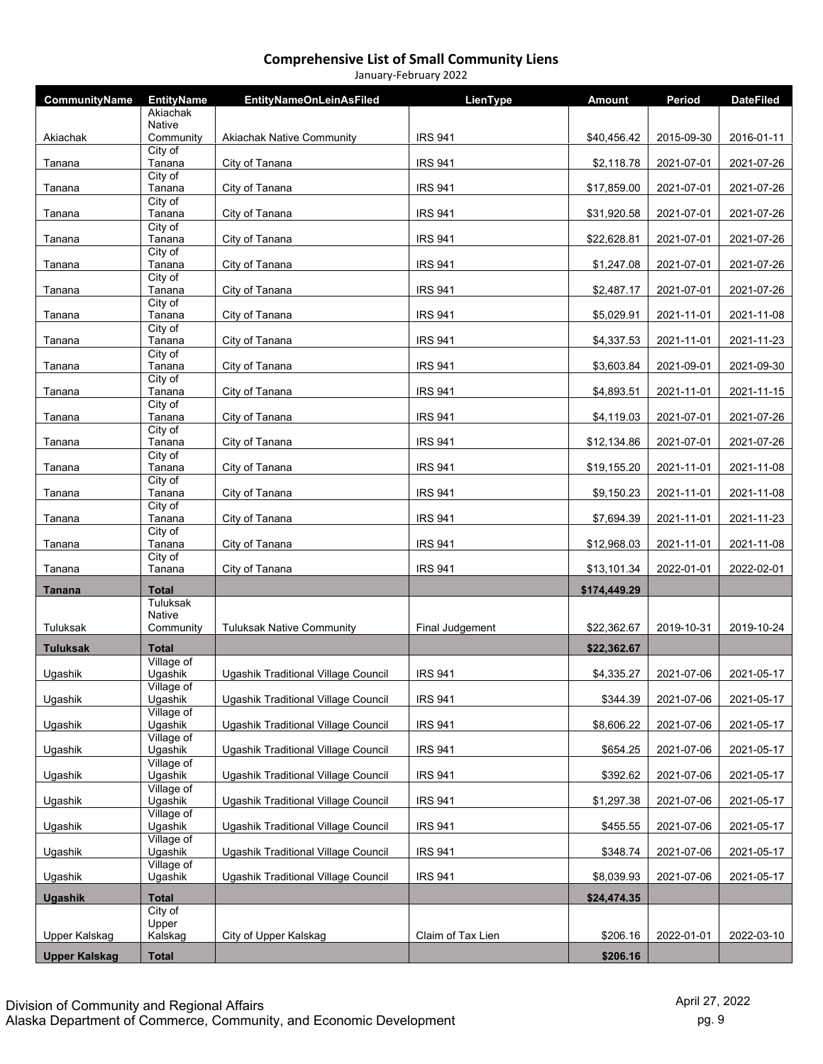# Comprehensive List of Small Community Liens

January-February 2022

| CommunityName | EntityName | EntityNameOnLeinAsFiled | LienType | Amount | Period | DateFiled |
|---|---|---|---|---|---|---|
| Akiachak | Akiachak Native Community | Akiachak Native Community | IRS 941 | $40,456.42 | 2015-09-30 | 2016-01-11 |
| Tanana | City of Tanana | City of Tanana | IRS 941 | $2,118.78 | 2021-07-01 | 2021-07-26 |
| Tanana | City of Tanana | City of Tanana | IRS 941 | $17,859.00 | 2021-07-01 | 2021-07-26 |
| Tanana | City of Tanana | City of Tanana | IRS 941 | $31,920.58 | 2021-07-01 | 2021-07-26 |
| Tanana | City of Tanana | City of Tanana | IRS 941 | $22,628.81 | 2021-07-01 | 2021-07-26 |
| Tanana | City of Tanana | City of Tanana | IRS 941 | $1,247.08 | 2021-07-01 | 2021-07-26 |
| Tanana | City of Tanana | City of Tanana | IRS 941 | $2,487.17 | 2021-07-01 | 2021-07-26 |
| Tanana | City of Tanana | City of Tanana | IRS 941 | $5,029.91 | 2021-11-01 | 2021-11-08 |
| Tanana | City of Tanana | City of Tanana | IRS 941 | $4,337.53 | 2021-11-01 | 2021-11-23 |
| Tanana | City of Tanana | City of Tanana | IRS 941 | $3,603.84 | 2021-09-01 | 2021-09-30 |
| Tanana | City of Tanana | City of Tanana | IRS 941 | $4,893.51 | 2021-11-01 | 2021-11-15 |
| Tanana | City of Tanana | City of Tanana | IRS 941 | $4,119.03 | 2021-07-01 | 2021-07-26 |
| Tanana | City of Tanana | City of Tanana | IRS 941 | $12,134.86 | 2021-07-01 | 2021-07-26 |
| Tanana | City of Tanana | City of Tanana | IRS 941 | $19,155.20 | 2021-11-01 | 2021-11-08 |
| Tanana | City of Tanana | City of Tanana | IRS 941 | $9,150.23 | 2021-11-01 | 2021-11-08 |
| Tanana | City of Tanana | City of Tanana | IRS 941 | $7,694.39 | 2021-11-01 | 2021-11-23 |
| Tanana | City of Tanana | City of Tanana | IRS 941 | $12,968.03 | 2021-11-01 | 2021-11-08 |
| Tanana | City of Tanana | City of Tanana | IRS 941 | $13,101.34 | 2022-01-01 | 2022-02-01 |
| **Tanana** | **Total** | | | **$174,449.29** | | |
| Tuluksak | Tuluksak Native Community | Tuluksak Native Community | Final Judgement | $22,362.67 | 2019-10-31 | 2019-10-24 |
| **Tuluksak** | **Total** | | | **$22,362.67** | | |
| Ugashik | Village of Ugashik | Ugashik Traditional Village Council | IRS 941 | $4,335.27 | 2021-07-06 | 2021-05-17 |
| Ugashik | Village of Ugashik | Ugashik Traditional Village Council | IRS 941 | $344.39 | 2021-07-06 | 2021-05-17 |
| Ugashik | Village of Ugashik | Ugashik Traditional Village Council | IRS 941 | $8,606.22 | 2021-07-06 | 2021-05-17 |
| Ugashik | Village of Ugashik | Ugashik Traditional Village Council | IRS 941 | $654.25 | 2021-07-06 | 2021-05-17 |
| Ugashik | Village of Ugashik | Ugashik Traditional Village Council | IRS 941 | $392.62 | 2021-07-06 | 2021-05-17 |
| Ugashik | Village of Ugashik | Ugashik Traditional Village Council | IRS 941 | $1,297.38 | 2021-07-06 | 2021-05-17 |
| Ugashik | Village of Ugashik | Ugashik Traditional Village Council | IRS 941 | $455.55 | 2021-07-06 | 2021-05-17 |
| Ugashik | Village of Ugashik | Ugashik Traditional Village Council | IRS 941 | $348.74 | 2021-07-06 | 2021-05-17 |
| Ugashik | Village of Ugashik | Ugashik Traditional Village Council | IRS 941 | $8,039.93 | 2021-07-06 | 2021-05-17 |
| **Ugashik** | **Total** | | | **$24,474.35** | | |
| Upper Kalskag | City of Upper Kalskag | City of Upper Kalskag | Claim of Tax Lien | $206.16 | 2022-01-01 | 2022-03-10 |
| **Upper Kalskag** | **Total** | | | **$206.16** | | |

Division of Community and Regional Affairs
Alaska Department of Commerce, Community, and Economic Development

April 27, 2022